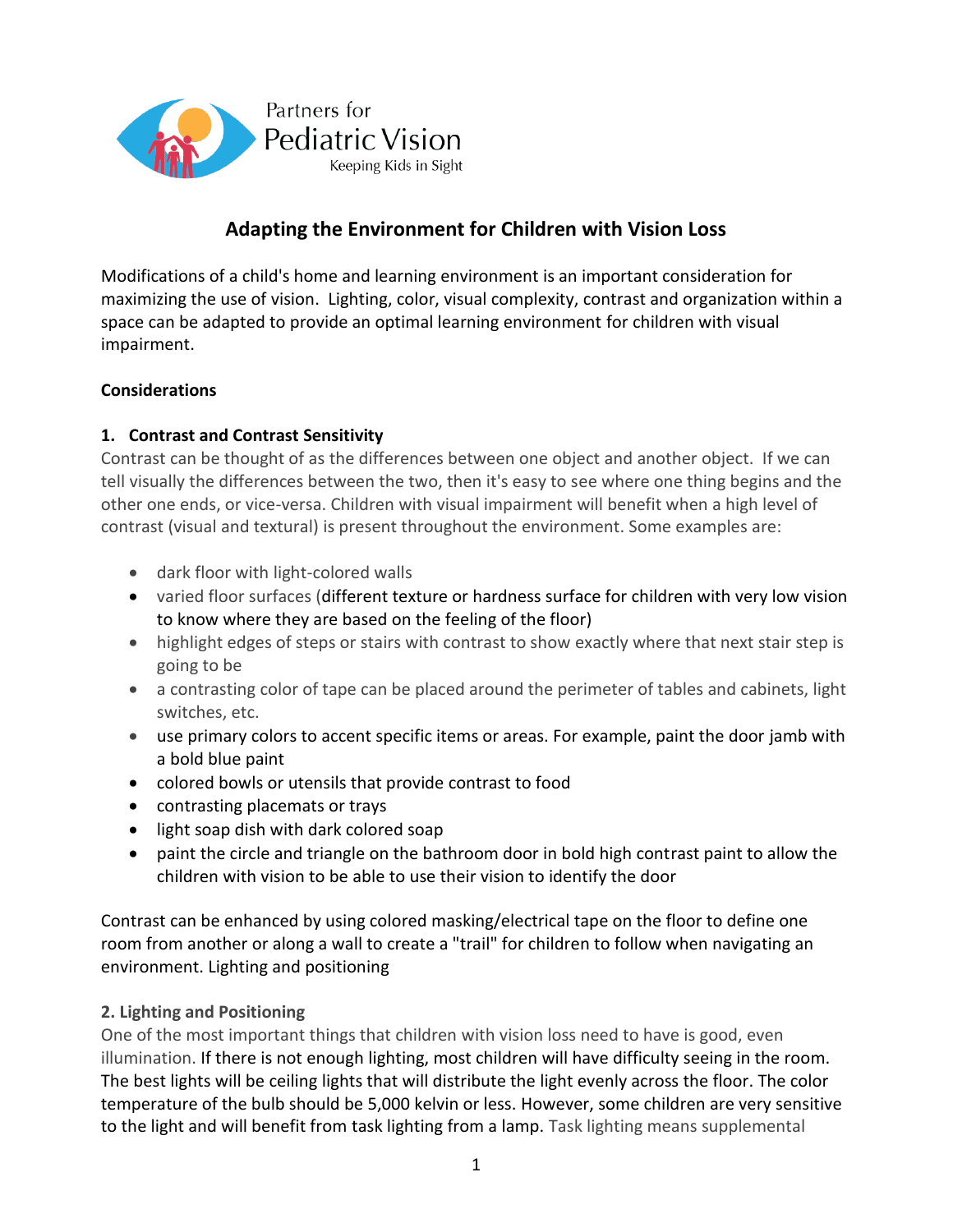Partners for Pediatric Vision
Keeping Kids in Sight

# Adapting the Environment for Children with Vision Loss

Modifications of a child's home and learning environment is an important consideration for maximizing the use of vision. Lighting, color, visual complexity, contrast and organization within a space can be adapted to provide an optimal learning environment for children with visual impairment.

**Considerations**

## 1. Contrast and Contrast Sensitivity

Contrast can be thought of as the differences between one object and another object. If we can tell visually the differences between the two, then it's easy to see where one thing begins and the other one ends, or vice-versa. Children with visual impairment will benefit when a high level of contrast (visual and textural) is present throughout the environment. Some examples are:

- dark floor with light-colored walls
- varied floor surfaces (different texture or hardness surface for children with very low vision to know where they are based on the feeling of the floor)
- highlight edges of steps or stairs with contrast to show exactly where that next stair step is going to be
- a contrasting color of tape can be placed around the perimeter of tables and cabinets, light switches, etc.
- use primary colors to accent specific items or areas. For example, paint the door jamb with a bold blue paint
- colored bowls or utensils that provide contrast to food
- contrasting placemats or trays
- light soap dish with dark colored soap
- paint the circle and triangle on the bathroom door in bold high contrast paint to allow the children with vision to be able to use their vision to identify the door

Contrast can be enhanced by using colored masking/electrical tape on the floor to define one room from another or along a wall to create a "trail" for children to follow when navigating an environment. Lighting and positioning

## 2. Lighting and Positioning

One of the most important things that children with vision loss need to have is good, even illumination. If there is not enough lighting, most children will have difficulty seeing in the room. The best lights will be ceiling lights that will distribute the light evenly across the floor. The color temperature of the bulb should be 5,000 kelvin or less. However, some children are very sensitive to the light and will benefit from task lighting from a lamp. Task lighting means supplemental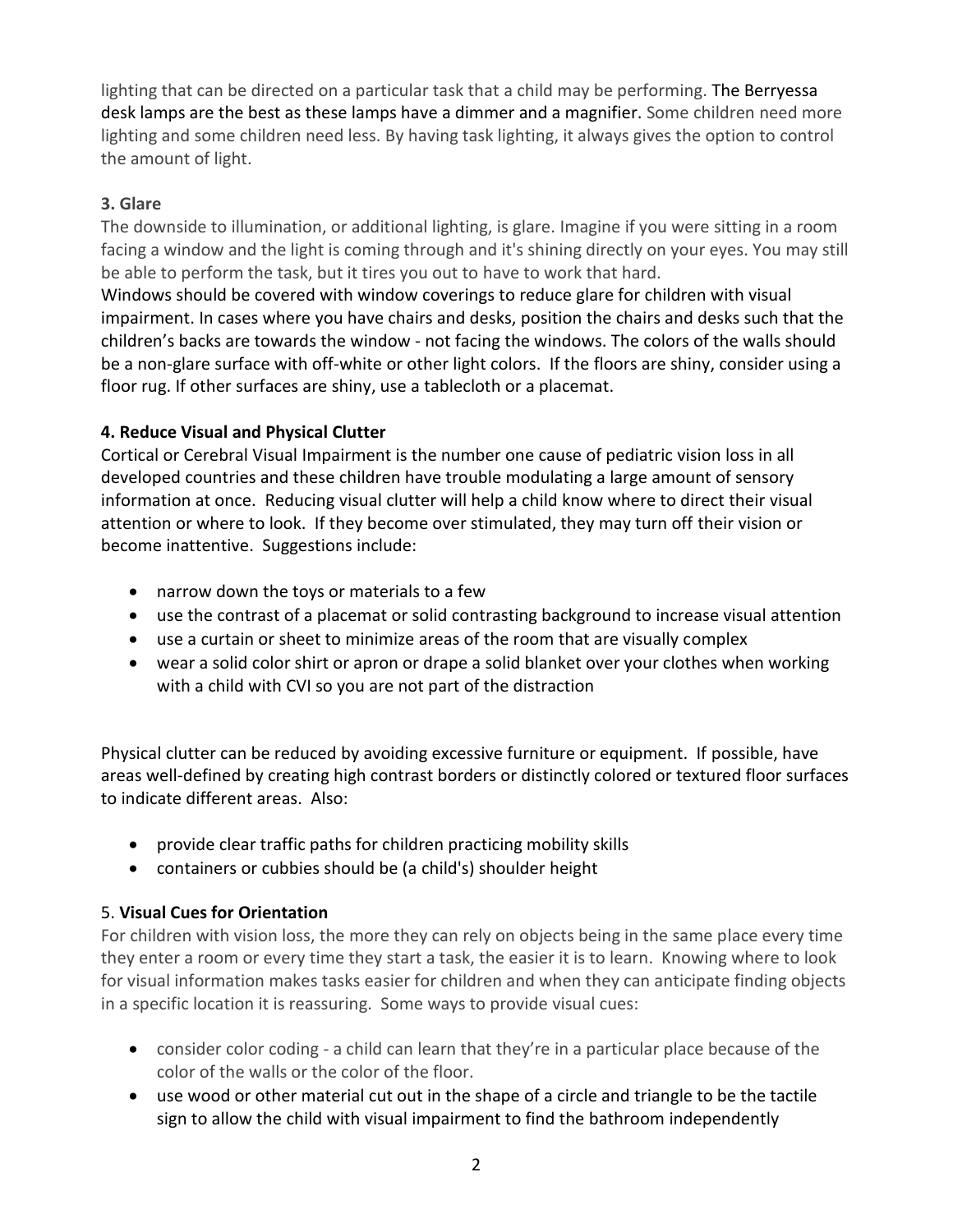lighting that can be directed on a particular task that a child may be performing. The Berryessa desk lamps are the best as these lamps have a dimmer and a magnifier. Some children need more lighting and some children need less. By having task lighting, it always gives the option to control the amount of light.

### 3. Glare

The downside to illumination, or additional lighting, is glare. Imagine if you were sitting in a room facing a window and the light is coming through and it's shining directly on your eyes. You may still be able to perform the task, but it tires you out to have to work that hard.

Windows should be covered with window coverings to reduce glare for children with visual impairment. In cases where you have chairs and desks, position the chairs and desks such that the children's backs are towards the window - not facing the windows. The colors of the walls should be a non-glare surface with off-white or other light colors. If the floors are shiny, consider using a floor rug. If other surfaces are shiny, use a tablecloth or a placemat.

### 4. Reduce Visual and Physical Clutter

Cortical or Cerebral Visual Impairment is the number one cause of pediatric vision loss in all developed countries and these children have trouble modulating a large amount of sensory information at once. Reducing visual clutter will help a child know where to direct their visual attention or where to look. If they become over stimulated, they may turn off their vision or become inattentive. Suggestions include:

- narrow down the toys or materials to a few
- use the contrast of a placemat or solid contrasting background to increase visual attention
- use a curtain or sheet to minimize areas of the room that are visually complex
- wear a solid color shirt or apron or drape a solid blanket over your clothes when working with a child with CVI so you are not part of the distraction

Physical clutter can be reduced by avoiding excessive furniture or equipment. If possible, have areas well-defined by creating high contrast borders or distinctly colored or textured floor surfaces to indicate different areas. Also:

- provide clear traffic paths for children practicing mobility skills
- containers or cubbies should be (a child's) shoulder height

### 5. Visual Cues for Orientation

For children with vision loss, the more they can rely on objects being in the same place every time they enter a room or every time they start a task, the easier it is to learn. Knowing where to look for visual information makes tasks easier for children and when they can anticipate finding objects in a specific location it is reassuring. Some ways to provide visual cues:

- consider color coding - a child can learn that they're in a particular place because of the color of the walls or the color of the floor.
- use wood or other material cut out in the shape of a circle and triangle to be the tactile sign to allow the child with visual impairment to find the bathroom independently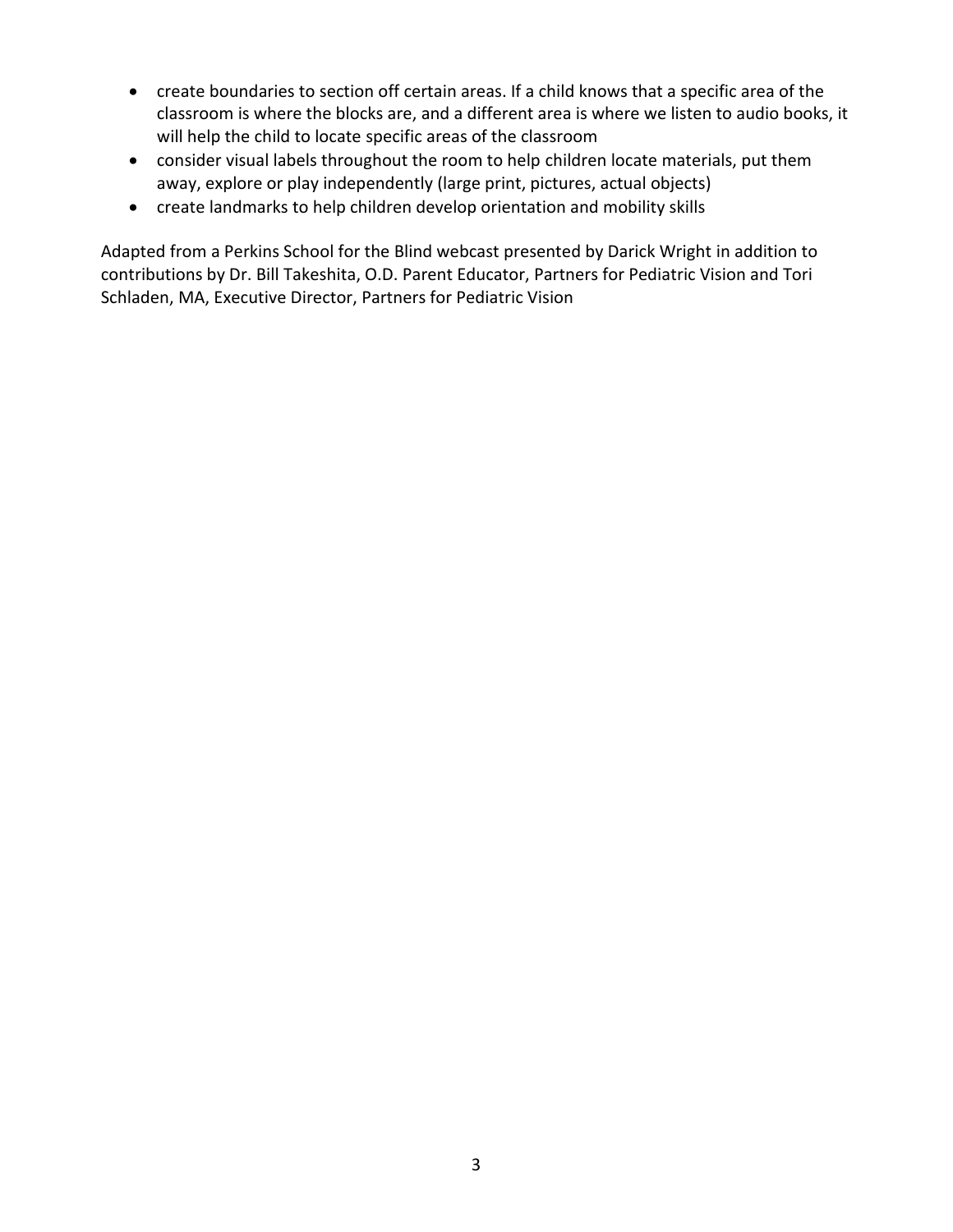- create boundaries to section off certain areas. If a child knows that a specific area of the classroom is where the blocks are, and a different area is where we listen to audio books, it will help the child to locate specific areas of the classroom
- consider visual labels throughout the room to help children locate materials, put them away, explore or play independently (large print, pictures, actual objects)
- create landmarks to help children develop orientation and mobility skills

Adapted from a Perkins School for the Blind webcast presented by Darick Wright in addition to contributions by Dr. Bill Takeshita, O.D. Parent Educator, Partners for Pediatric Vision and Tori Schladen, MA, Executive Director, Partners for Pediatric Vision